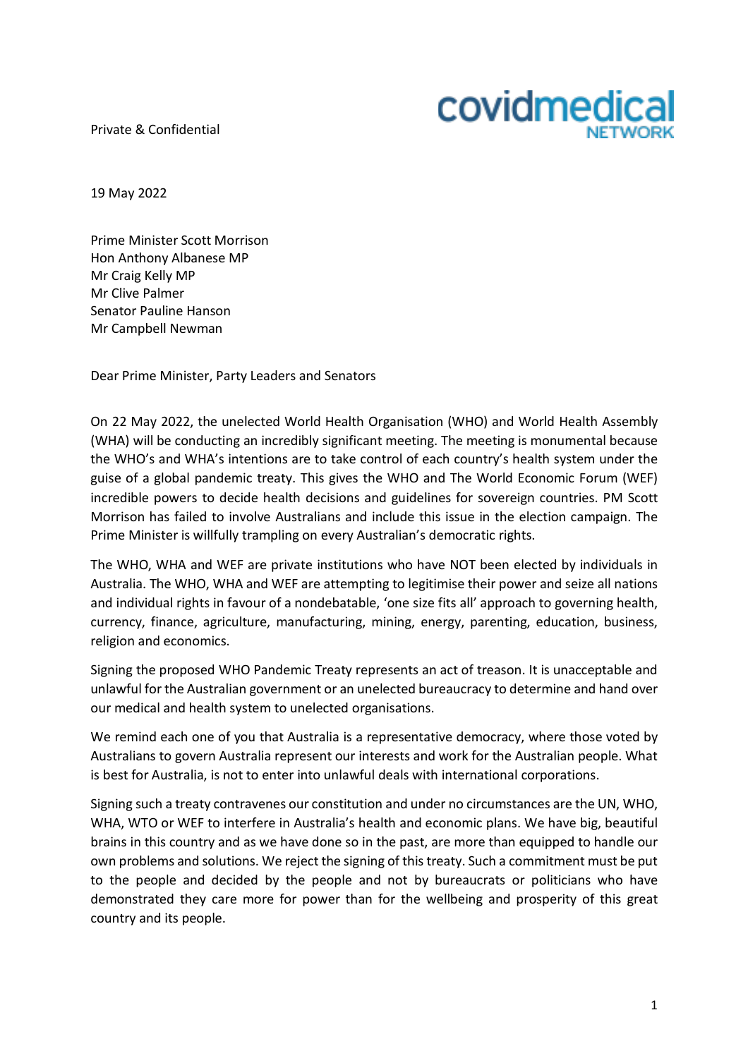Private & Confidential

covidmedical NETWORK

19 May 2022

Prime Minister Scott Morrison
Hon Anthony Albanese MP
Mr Craig Kelly MP
Mr Clive Palmer
Senator Pauline Hanson
Mr Campbell Newman

Dear Prime Minister, Party Leaders and Senators

On 22 May 2022, the unelected World Health Organisation (WHO) and World Health Assembly (WHA) will be conducting an incredibly significant meeting. The meeting is monumental because the WHO's and WHA's intentions are to take control of each country's health system under the guise of a global pandemic treaty. This gives the WHO and The World Economic Forum (WEF) incredible powers to decide health decisions and guidelines for sovereign countries. PM Scott Morrison has failed to involve Australians and include this issue in the election campaign. The Prime Minister is willfully trampling on every Australian's democratic rights.

The WHO, WHA and WEF are private institutions who have NOT been elected by individuals in Australia. The WHO, WHA and WEF are attempting to legitimise their power and seize all nations and individual rights in favour of a nondebatable, 'one size fits all' approach to governing health, currency, finance, agriculture, manufacturing, mining, energy, parenting, education, business, religion and economics.

Signing the proposed WHO Pandemic Treaty represents an act of treason. It is unacceptable and unlawful for the Australian government or an unelected bureaucracy to determine and hand over our medical and health system to unelected organisations.

We remind each one of you that Australia is a representative democracy, where those voted by Australians to govern Australia represent our interests and work for the Australian people. What is best for Australia, is not to enter into unlawful deals with international corporations.

Signing such a treaty contravenes our constitution and under no circumstances are the UN, WHO, WHA, WTO or WEF to interfere in Australia's health and economic plans. We have big, beautiful brains in this country and as we have done so in the past, are more than equipped to handle our own problems and solutions. We reject the signing of this treaty. Such a commitment must be put to the people and decided by the people and not by bureaucrats or politicians who have demonstrated they care more for power than for the wellbeing and prosperity of this great country and its people.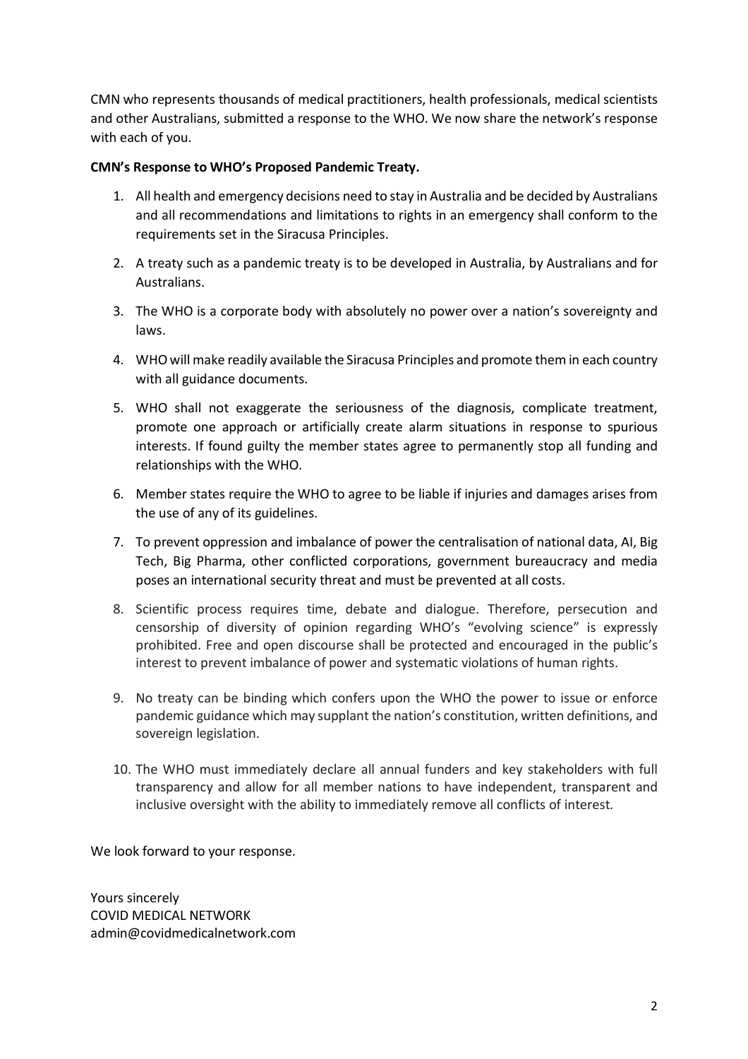CMN who represents thousands of medical practitioners, health professionals, medical scientists and other Australians, submitted a response to the WHO. We now share the network's response with each of you.

**CMN's Response to WHO's Proposed Pandemic Treaty.**

1. All health and emergency decisions need to stay in Australia and be decided by Australians and all recommendations and limitations to rights in an emergency shall conform to the requirements set in the Siracusa Principles.

2. A treaty such as a pandemic treaty is to be developed in Australia, by Australians and for Australians.

3. The WHO is a corporate body with absolutely no power over a nation's sovereignty and laws.

4. WHO will make readily available the Siracusa Principles and promote them in each country with all guidance documents.

5. WHO shall not exaggerate the seriousness of the diagnosis, complicate treatment, promote one approach or artificially create alarm situations in response to spurious interests. If found guilty the member states agree to permanently stop all funding and relationships with the WHO.

6. Member states require the WHO to agree to be liable if injuries and damages arises from the use of any of its guidelines.

7. To prevent oppression and imbalance of power the centralisation of national data, AI, Big Tech, Big Pharma, other conflicted corporations, government bureaucracy and media poses an international security threat and must be prevented at all costs.

8. Scientific process requires time, debate and dialogue. Therefore, persecution and censorship of diversity of opinion regarding WHO's "evolving science" is expressly prohibited. Free and open discourse shall be protected and encouraged in the public's interest to prevent imbalance of power and systematic violations of human rights.

9. No treaty can be binding which confers upon the WHO the power to issue or enforce pandemic guidance which may supplant the nation's constitution, written definitions, and sovereign legislation.

10. The WHO must immediately declare all annual funders and key stakeholders with full transparency and allow for all member nations to have independent, transparent and inclusive oversight with the ability to immediately remove all conflicts of interest.

We look forward to your response.

Yours sincerely
COVID MEDICAL NETWORK
admin@covidmedicalnetwork.com